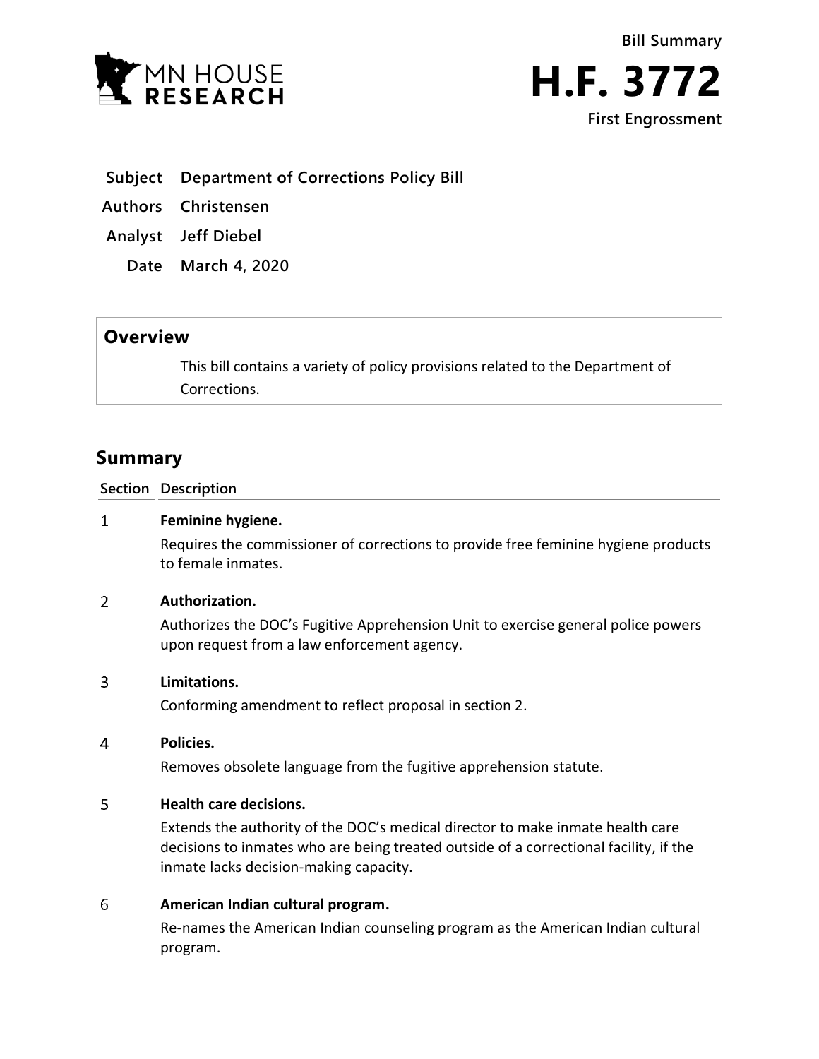MN HOUSE RESEARCH

Bill Summary

# H.F. 3772

First Engrossment

**Subject** Department of Corrections Policy Bill

**Authors** Christensen

**Analyst** Jeff Diebel

**Date** March 4, 2020

## Overview

This bill contains a variety of policy provisions related to the Department of Corrections.

## Summary

| Section | Description |
|---|---|
| 1 | **Feminine hygiene.**<br>Requires the commissioner of corrections to provide free feminine hygiene products to female inmates. |
| 2 | **Authorization.**<br>Authorizes the DOC's Fugitive Apprehension Unit to exercise general police powers upon request from a law enforcement agency. |
| 3 | **Limitations.**<br>Conforming amendment to reflect proposal in section 2. |
| 4 | **Policies.**<br>Removes obsolete language from the fugitive apprehension statute. |
| 5 | **Health care decisions.**<br>Extends the authority of the DOC's medical director to make inmate health care decisions to inmates who are being treated outside of a correctional facility, if the inmate lacks decision-making capacity. |
| 6 | **American Indian cultural program.**<br>Re-names the American Indian counseling program as the American Indian cultural program. |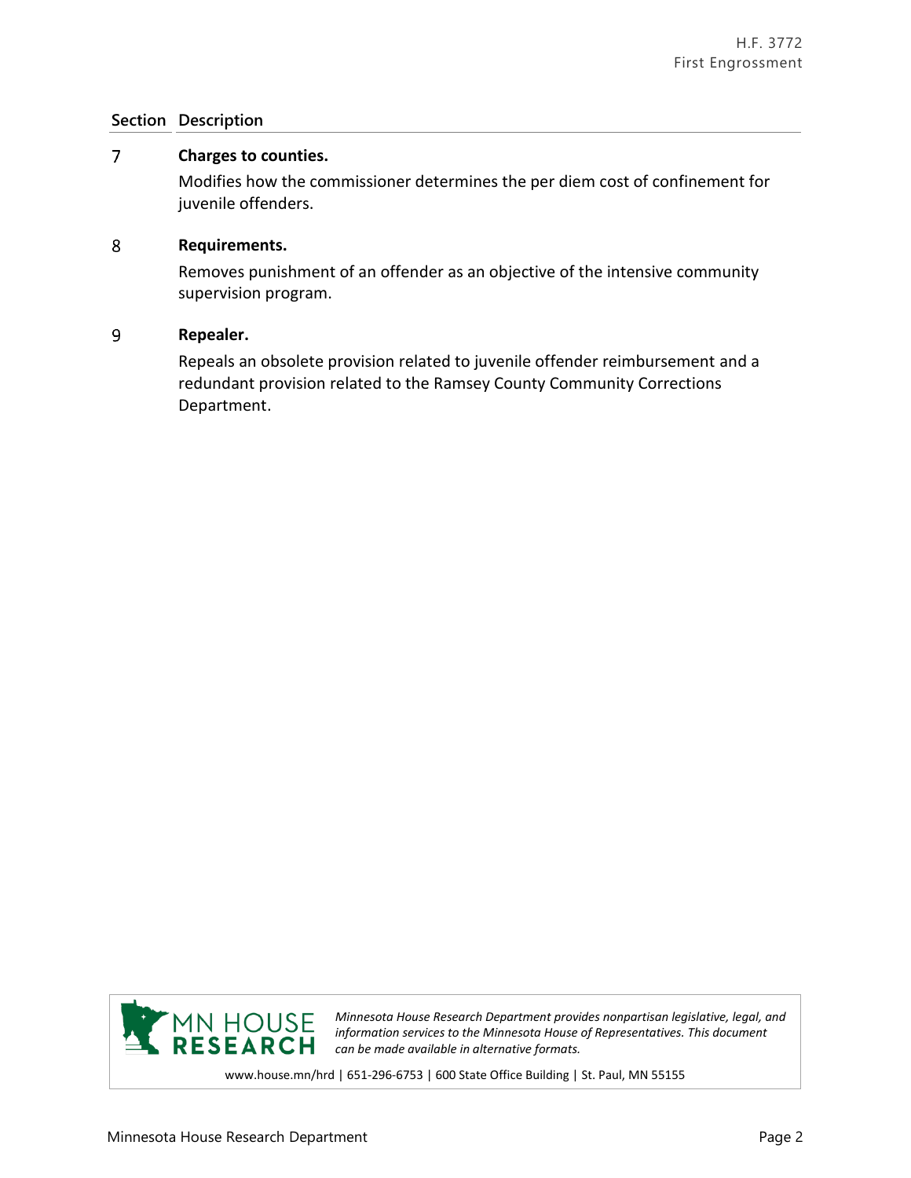| Section | Description |
|---|---|
| 7 | **Charges to counties.** Modifies how the commissioner determines the per diem cost of confinement for juvenile offenders. |
| 8 | **Requirements.** Removes punishment of an offender as an objective of the intensive community supervision program. |
| 9 | **Repealer.** Repeals an obsolete provision related to juvenile offender reimbursement and a redundant provision related to the Ramsey County Community Corrections Department. |

MN HOUSE RESEARCH

*Minnesota House Research Department provides nonpartisan legislative, legal, and information services to the Minnesota House of Representatives. This document can be made available in alternative formats.*

www.house.mn/hrd | 651-296-6753 | 600 State Office Building | St. Paul, MN 55155